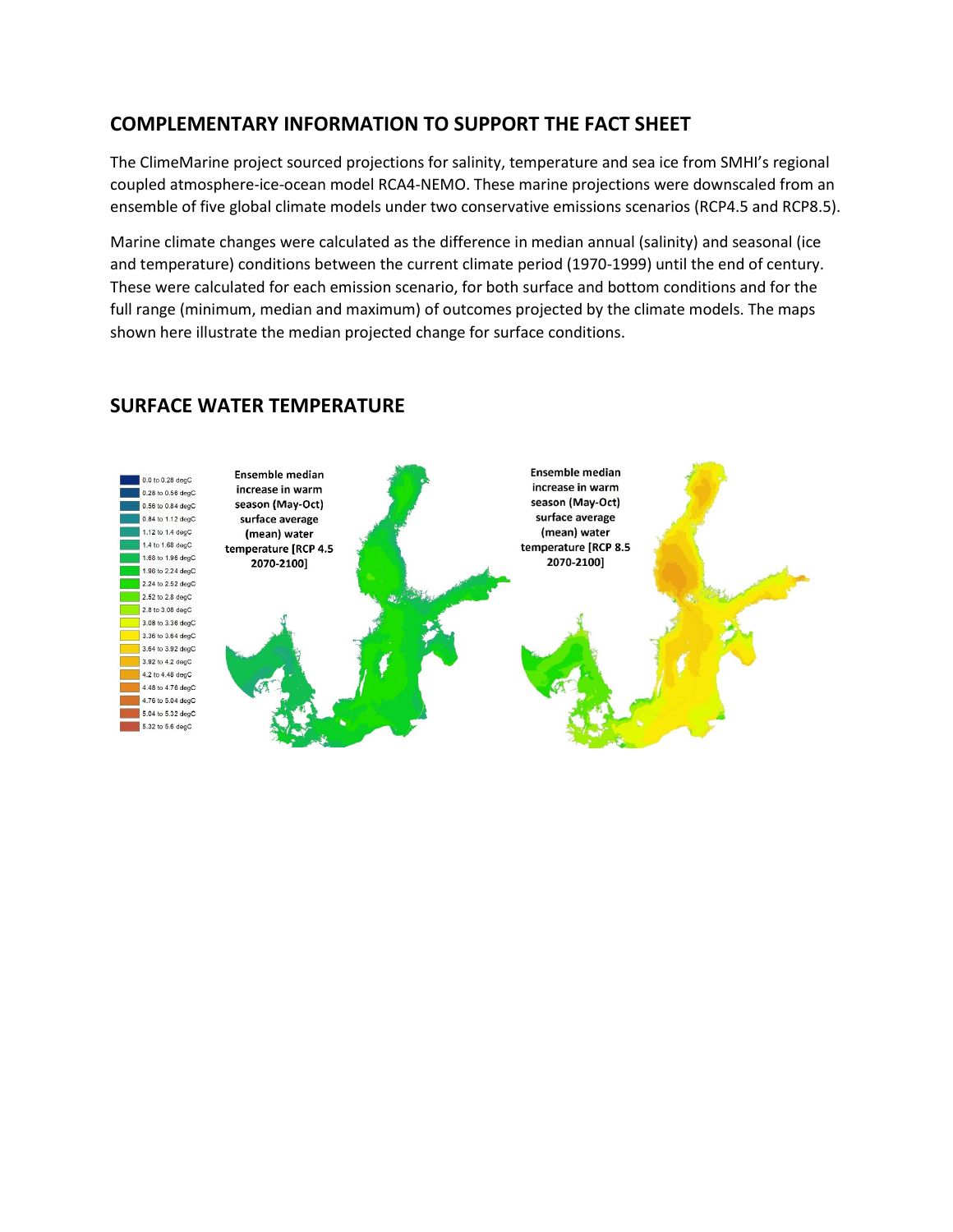## COMPLEMENTARY INFORMATION TO SUPPORT THE FACT SHEET

The ClimeMarine project sourced projections for salinity, temperature and sea ice from SMHI's regional coupled atmosphere-ice-ocean model RCA4-NEMO. These marine projections were downscaled from an ensemble of five global climate models under two conservative emissions scenarios (RCP4.5 and RCP8.5).

Marine climate changes were calculated as the difference in median annual (salinity) and seasonal (ice and temperature) conditions between the current climate period (1970-1999) until the end of century. These were calculated for each emission scenario, for both surface and bottom conditions and for the full range (minimum, median and maximum) of outcomes projected by the climate models. The maps shown here illustrate the median projected change for surface conditions.

## SURFACE WATER TEMPERATURE

- 0.0 to 0.28 degC
- 0.28 to 0.56 degC
- 0.56 to 0.84 degC
- 0.84 to 1.12 degC
- 1.12 to 1.4 degC
- 1.4 to 1.68 degC
- 1.68 to 1.96 degC
- 1.96 to 2.24 degC
- 2.24 to 2.52 degC
- 2.52 to 2.8 degC
- 2.8 to 3.08 degC
- 3.08 to 3.36 degC
- 3.36 to 3.64 degC
- 3.64 to 3.92 degC
- 3.92 to 4.2 degC
- 4.2 to 4.48 degC
- 4.48 to 4.76 degC
- 4.76 to 5.04 degC
- 5.04 to 5.32 degC
- 5.32 to 5.6 degC

**Ensemble median increase in warm season (May-Oct) surface average (mean) water temperature [RCP 4.5 2070-2100]**

**Ensemble median increase in warm season (May-Oct) surface average (mean) water temperature [RCP 8.5 2070-2100]**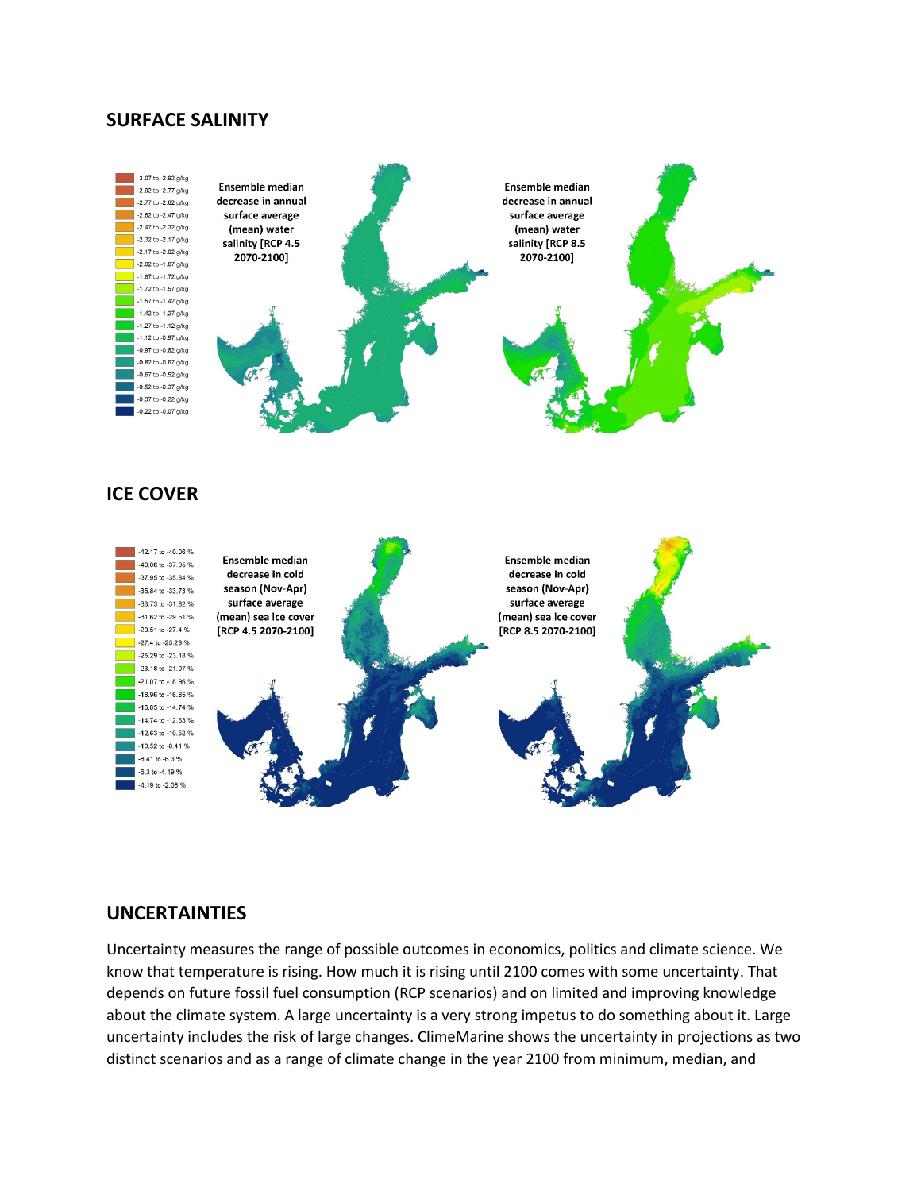## SURFACE SALINITY

| Legend |
|---|
| -3.07 to -2.92 g/kg |
| -2.92 to -2.77 g/kg |
| -2.77 to -2.62 g/kg |
| -2.62 to -2.47 g/kg |
| -2.47 to -2.32 g/kg |
| -2.32 to -2.17 g/kg |
| -2.17 to -2.02 g/kg |
| -2.02 to -1.87 g/kg |
| -1.87 to -1.72 g/kg |
| -1.72 to -1.57 g/kg |
| -1.57 to -1.42 g/kg |
| -1.42 to -1.27 g/kg |
| -1.27 to -1.12 g/kg |
| -1.12 to -0.97 g/kg |
| -0.97 to -0.82 g/kg |
| -0.82 to -0.67 g/kg |
| -0.67 to -0.52 g/kg |
| -0.52 to -0.37 g/kg |
| -0.37 to -0.22 g/kg |
| -0.22 to -0.07 g/kg |

Ensemble median decrease in annual surface average (mean) water salinity [RCP 4.5 2070-2100]

Ensemble median decrease in annual surface average (mean) water salinity [RCP 8.5 2070-2100]

## ICE COVER

| Legend |
|---|
| -42.17 to -40.06 % |
| -40.06 to -37.95 % |
| -37.95 to -35.84 % |
| -35.84 to -33.73 % |
| -33.73 to -31.62 % |
| -31.62 to -29.51 % |
| -29.51 to -27.4 % |
| -27.4 to -25.29 % |
| -25.29 to -23.18 % |
| -23.18 to -21.07 % |
| -21.07 to -18.96 % |
| -18.96 to -16.85 % |
| -16.85 to -14.74 % |
| -14.74 to -12.63 % |
| -12.63 to -10.52 % |
| -10.52 to -8.41 % |
| -8.41 to -6.3 % |
| -6.3 to -4.19 % |
| -4.19 to -2.08 % |

Ensemble median decrease in cold season (Nov-Apr) surface average (mean) sea ice cover [RCP 4.5 2070-2100]

Ensemble median decrease in cold season (Nov-Apr) surface average (mean) sea ice cover [RCP 8.5 2070-2100]

## UNCERTAINTIES

Uncertainty measures the range of possible outcomes in economics, politics and climate science. We know that temperature is rising. How much it is rising until 2100 comes with some uncertainty. That depends on future fossil fuel consumption (RCP scenarios) and on limited and improving knowledge about the climate system. A large uncertainty is a very strong impetus to do something about it. Large uncertainty includes the risk of large changes. ClimeMarine shows the uncertainty in projections as two distinct scenarios and as a range of climate change in the year 2100 from minimum, median, and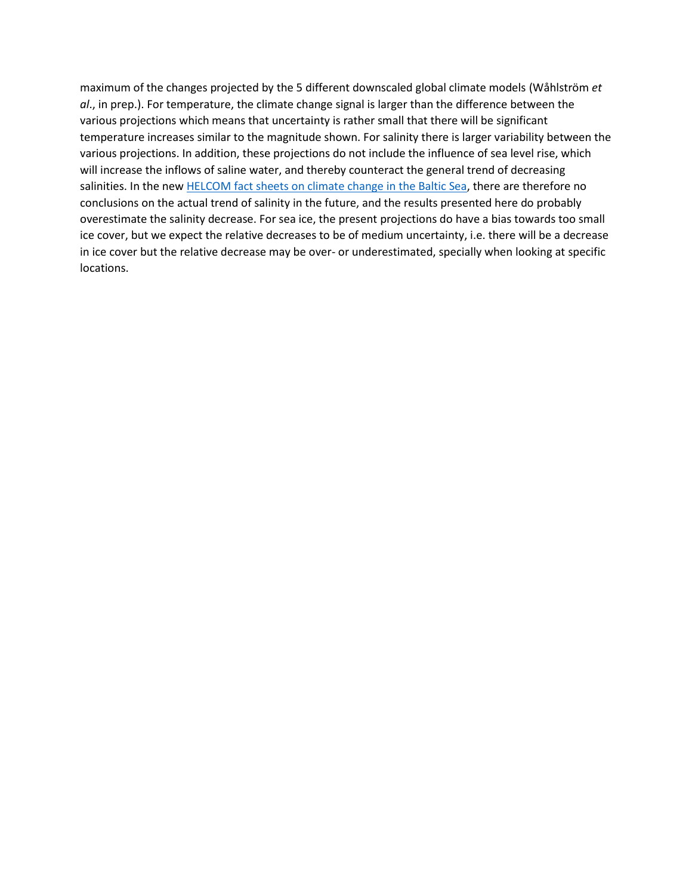maximum of the changes projected by the 5 different downscaled global climate models (Wåhlström *et al*., in prep.). For temperature, the climate change signal is larger than the difference between the various projections which means that uncertainty is rather small that there will be significant temperature increases similar to the magnitude shown. For salinity there is larger variability between the various projections. In addition, these projections do not include the influence of sea level rise, which will increase the inflows of saline water, and thereby counteract the general trend of decreasing salinities. In the new HELCOM fact sheets on climate change in the Baltic Sea, there are therefore no conclusions on the actual trend of salinity in the future, and the results presented here do probably overestimate the salinity decrease. For sea ice, the present projections do have a bias towards too small ice cover, but we expect the relative decreases to be of medium uncertainty, i.e. there will be a decrease in ice cover but the relative decrease may be over- or underestimated, specially when looking at specific locations.